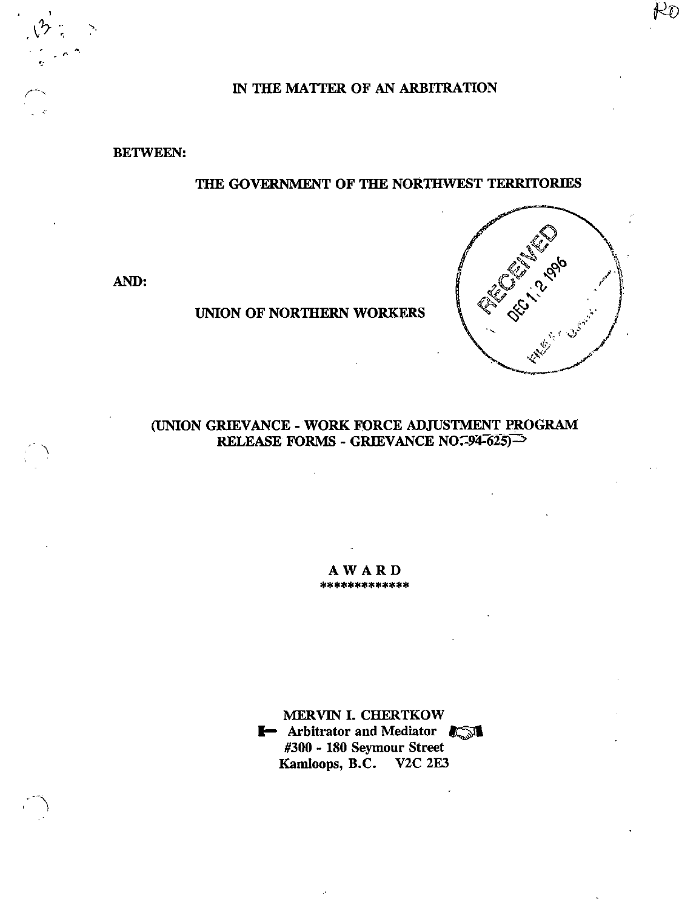IN THE MATTER OF AN ARBITRATION

BETWEEN:

THE GOVERNMENT OF THE NORTHWEST TERRITORIES

AND:

UNION OF NORTHERN WORKERS

RECEIVED DEC 12 1996

(UNION GRIEVANCE - WORK FORCE ADJUSTMENT PROGRAM RELEASE FORMS - GRIEVANCE NO. 94-625)

# AWARD

*************

MERVIN I. CHERTKOW
Arbitrator and Mediator
#300 - 180 Seymour Street
Kamloops, B.C. V2C 2E3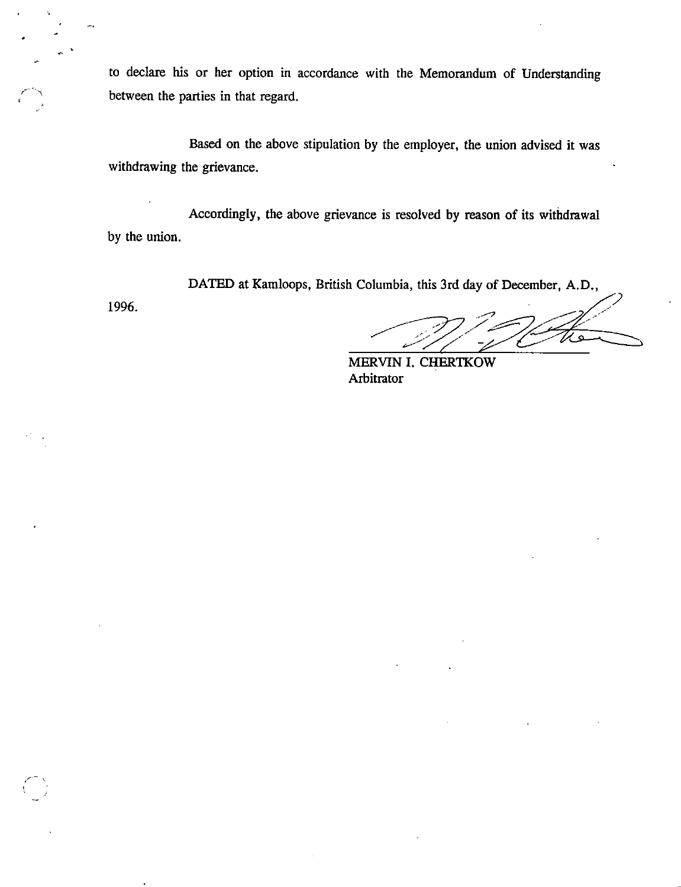to declare his or her option in accordance with the Memorandum of Understanding between the parties in that regard.

Based on the above stipulation by the employer, the union advised it was withdrawing the grievance.

Accordingly, the above grievance is resolved by reason of its withdrawal by the union.

DATED at Kamloops, British Columbia, this 3rd day of December, A.D., 1996.

MERVIN I. CHERTKOW
Arbitrator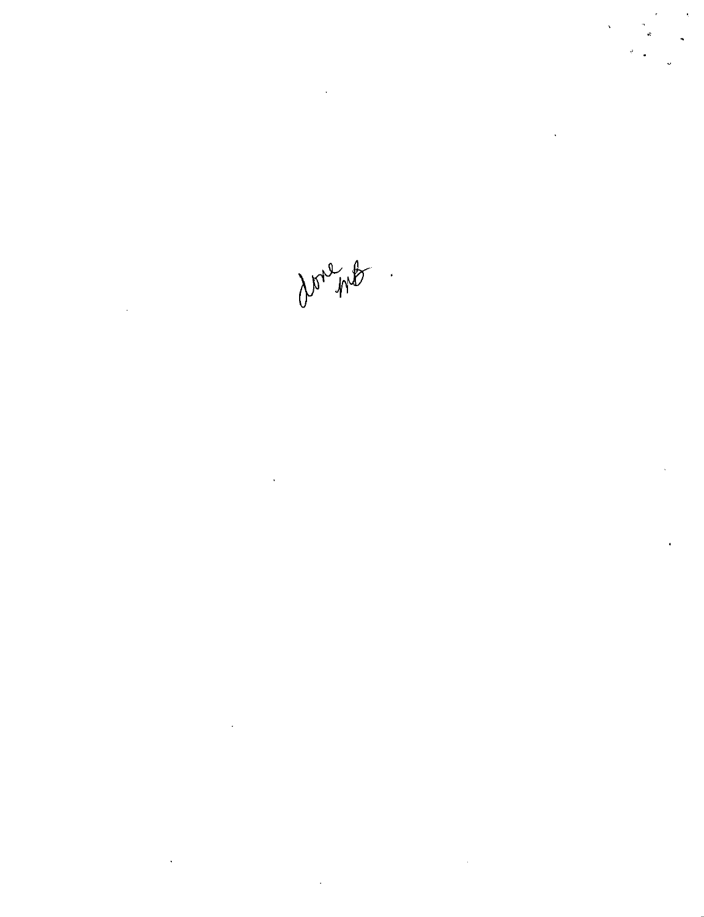done mb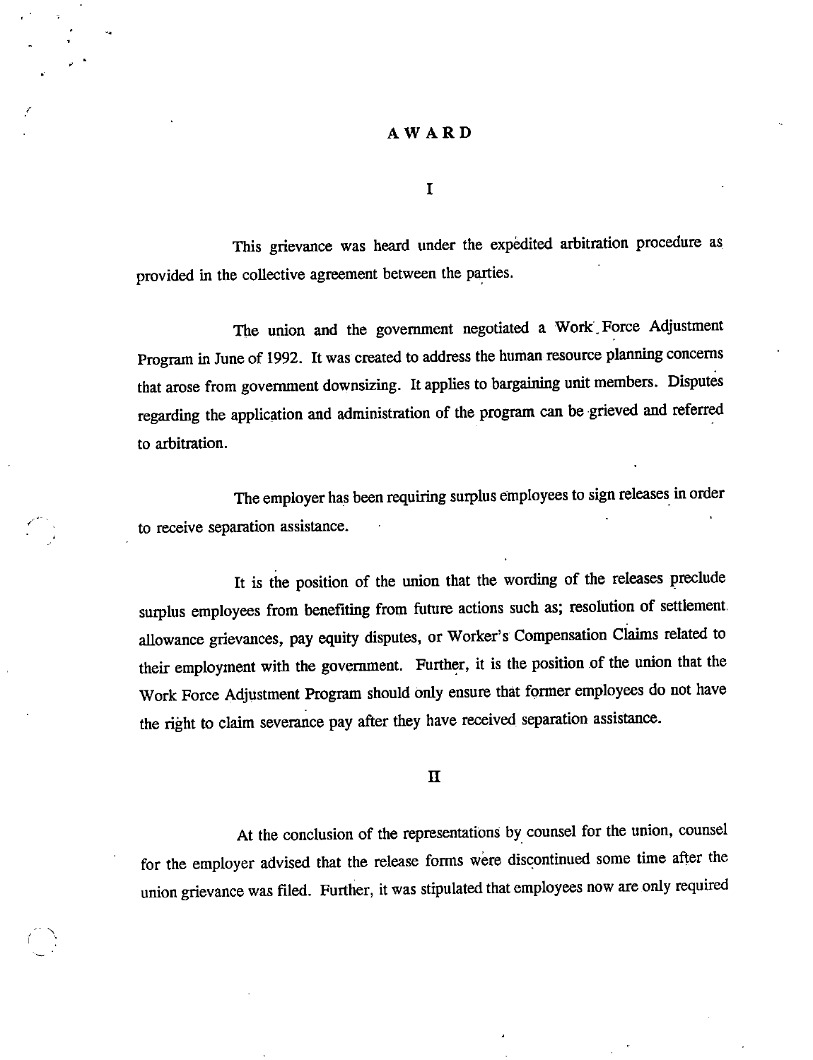# A W A R D

## I

This grievance was heard under the expedited arbitration procedure as provided in the collective agreement between the parties.

The union and the government negotiated a Work Force Adjustment Program in June of 1992. It was created to address the human resource planning concerns that arose from government downsizing. It applies to bargaining unit members. Disputes regarding the application and administration of the program can be grieved and referred to arbitration.

The employer has been requiring surplus employees to sign releases in order to receive separation assistance.

It is the position of the union that the wording of the releases preclude surplus employees from benefiting from future actions such as; resolution of settlement allowance grievances, pay equity disputes, or Worker's Compensation Claims related to their employment with the government. Further, it is the position of the union that the Work Force Adjustment Program should only ensure that former employees do not have the right to claim severance pay after they have received separation assistance.

## II

At the conclusion of the representations by counsel for the union, counsel for the employer advised that the release forms were discontinued some time after the union grievance was filed. Further, it was stipulated that employees now are only required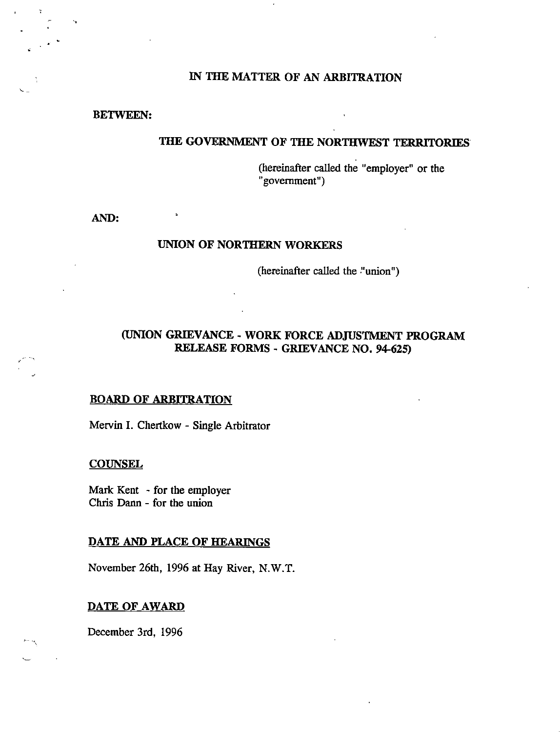IN THE MATTER OF AN ARBITRATION

**BETWEEN:**

**THE GOVERNMENT OF THE NORTHWEST TERRITORIES**

(hereinafter called the "employer" or the "government")

**AND:**

**UNION OF NORTHERN WORKERS**

(hereinafter called the "union")

**(UNION GRIEVANCE - WORK FORCE ADJUSTMENT PROGRAM RELEASE FORMS - GRIEVANCE NO. 94-625)**

## BOARD OF ARBITRATION

Mervin I. Chertkow - Single Arbitrator

## COUNSEL

Mark Kent - for the employer
Chris Dann - for the union

## DATE AND PLACE OF HEARINGS

November 26th, 1996 at Hay River, N.W.T.

## DATE OF AWARD

December 3rd, 1996